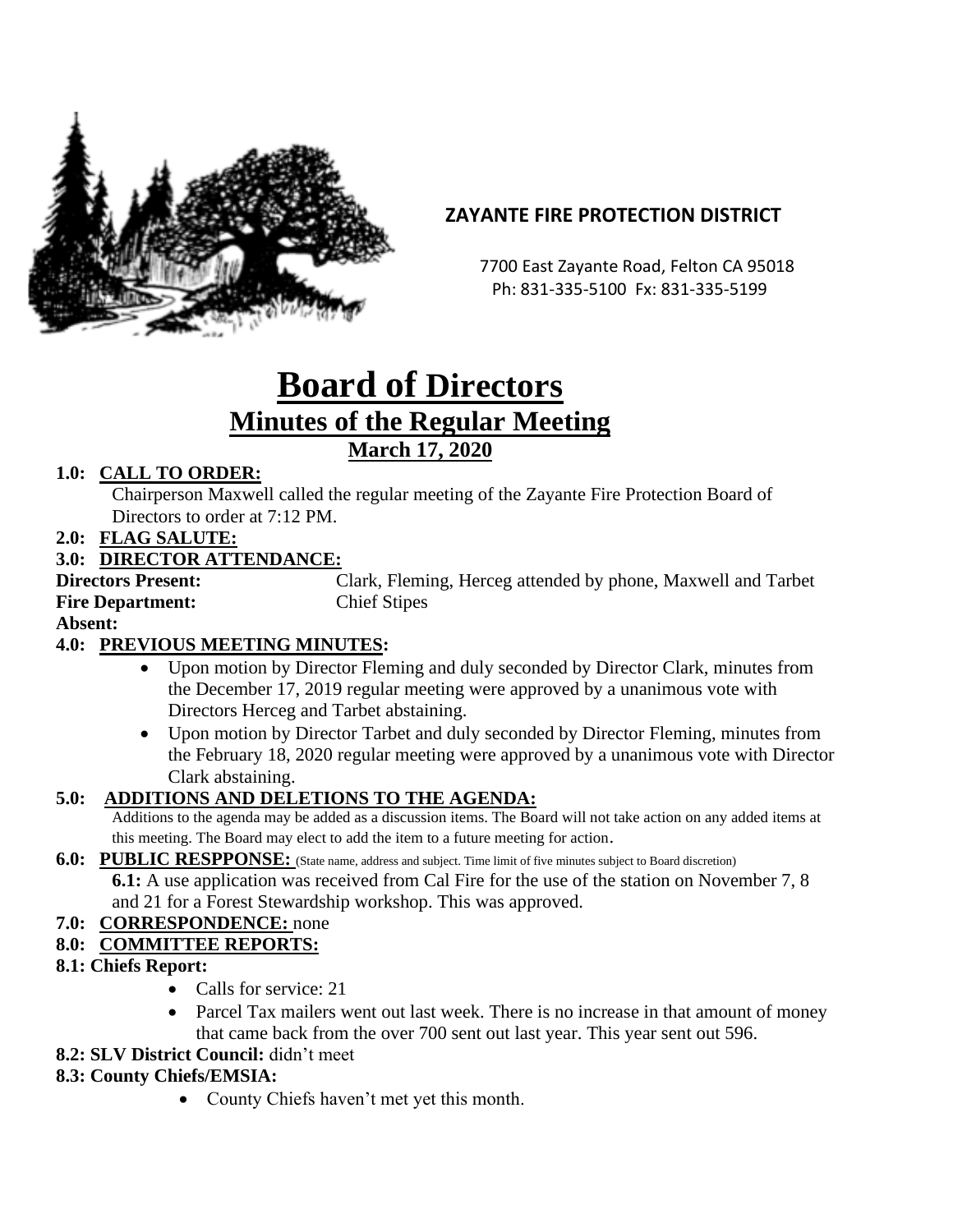**ZAYANTE FIRE PROTECTION DISTRICT**

7700 East Zayante Road, Felton CA 95018
Ph: 831-335-5100 Fx: 831-335-5199

# Board of Directors

## Minutes of the Regular Meeting

### March 17, 2020

**1.0: CALL TO ORDER:**

Chairperson Maxwell called the regular meeting of the Zayante Fire Protection Board of Directors to order at 7:12 PM.

**2.0: FLAG SALUTE:**

**3.0: DIRECTOR ATTENDANCE:**

**Directors Present:** Clark, Fleming, Herceg attended by phone, Maxwell and Tarbet
**Fire Department:** Chief Stipes
**Absent:**

**4.0: PREVIOUS MEETING MINUTES:**

- Upon motion by Director Fleming and duly seconded by Director Clark, minutes from the December 17, 2019 regular meeting were approved by a unanimous vote with Directors Herceg and Tarbet abstaining.
- Upon motion by Director Tarbet and duly seconded by Director Fleming, minutes from the February 18, 2020 regular meeting were approved by a unanimous vote with Director Clark abstaining.

**5.0: ADDITIONS AND DELETIONS TO THE AGENDA:**

Additions to the agenda may be added as a discussion items. The Board will not take action on any added items at this meeting. The Board may elect to add the item to a future meeting for action.

**6.0: PUBLIC RESPPONSE:** (State name, address and subject. Time limit of five minutes subject to Board discretion)

**6.1:** A use application was received from Cal Fire for the use of the station on November 7, 8 and 21 for a Forest Stewardship workshop. This was approved.

**7.0: CORRESPONDENCE:** none

**8.0: COMMITTEE REPORTS:**

**8.1: Chiefs Report:**

- Calls for service: 21
- Parcel Tax mailers went out last week. There is no increase in that amount of money that came back from the over 700 sent out last year. This year sent out 596.

**8.2: SLV District Council:** didn't meet

**8.3: County Chiefs/EMSIA:**

- County Chiefs haven't met yet this month.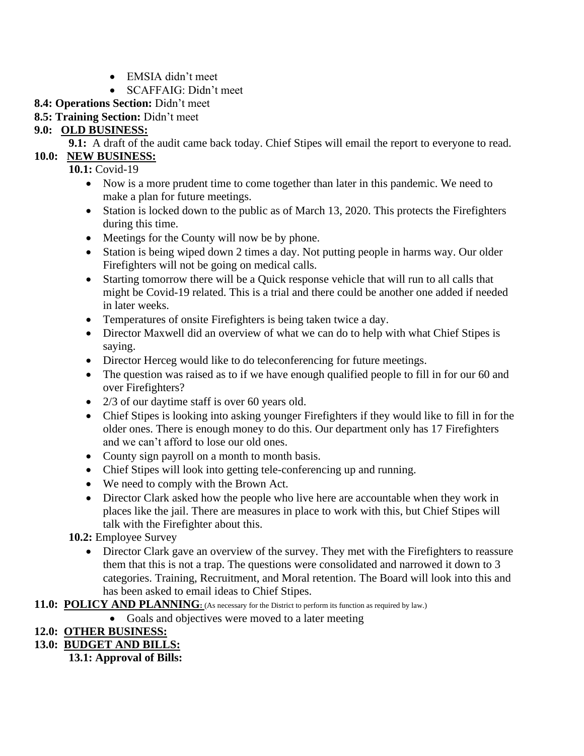- EMSIA didn't meet
- SCAFFAIG: Didn't meet

**8.4: Operations Section:** Didn't meet

**8.5: Training Section:** Didn't meet

**9.0: OLD BUSINESS:**

**9.1:** A draft of the audit came back today. Chief Stipes will email the report to everyone to read.

**10.0: NEW BUSINESS:**

**10.1:** Covid-19

- Now is a more prudent time to come together than later in this pandemic. We need to make a plan for future meetings.
- Station is locked down to the public as of March 13, 2020. This protects the Firefighters during this time.
- Meetings for the County will now be by phone.
- Station is being wiped down 2 times a day. Not putting people in harms way. Our older Firefighters will not be going on medical calls.
- Starting tomorrow there will be a Quick response vehicle that will run to all calls that might be Covid-19 related. This is a trial and there could be another one added if needed in later weeks.
- Temperatures of onsite Firefighters is being taken twice a day.
- Director Maxwell did an overview of what we can do to help with what Chief Stipes is saying.
- Director Herceg would like to do teleconferencing for future meetings.
- The question was raised as to if we have enough qualified people to fill in for our 60 and over Firefighters?
- 2/3 of our daytime staff is over 60 years old.
- Chief Stipes is looking into asking younger Firefighters if they would like to fill in for the older ones. There is enough money to do this. Our department only has 17 Firefighters and we can't afford to lose our old ones.
- County sign payroll on a month to month basis.
- Chief Stipes will look into getting tele-conferencing up and running.
- We need to comply with the Brown Act.
- Director Clark asked how the people who live here are accountable when they work in places like the jail. There are measures in place to work with this, but Chief Stipes will talk with the Firefighter about this.

**10.2:** Employee Survey

- Director Clark gave an overview of the survey. They met with the Firefighters to reassure them that this is not a trap. The questions were consolidated and narrowed it down to 3 categories. Training, Recruitment, and Moral retention. The Board will look into this and has been asked to email ideas to Chief Stipes.

**11.0: POLICY AND PLANNING:** (As necessary for the District to perform its function as required by law.)

- Goals and objectives were moved to a later meeting

**12.0: OTHER BUSINESS:**

**13.0: BUDGET AND BILLS:**

**13.1: Approval of Bills:**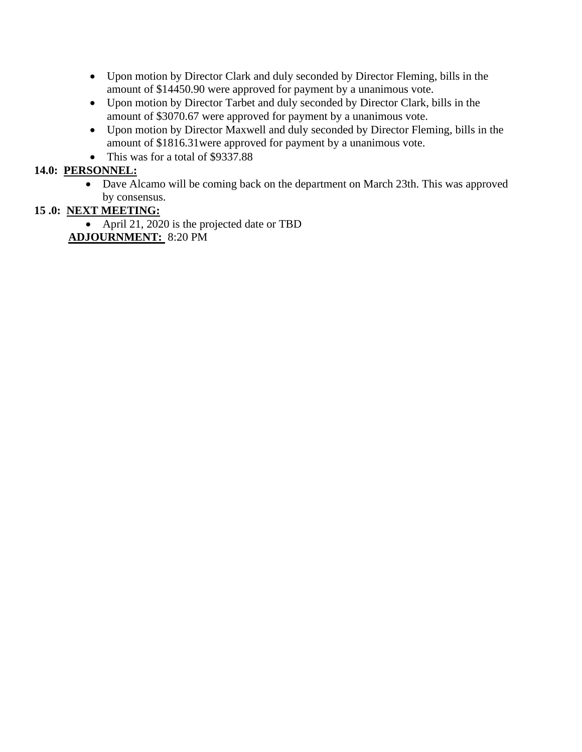- Upon motion by Director Clark and duly seconded by Director Fleming, bills in the amount of $14450.90 were approved for payment by a unanimous vote.
- Upon motion by Director Tarbet and duly seconded by Director Clark, bills in the amount of $3070.67 were approved for payment by a unanimous vote.
- Upon motion by Director Maxwell and duly seconded by Director Fleming, bills in the amount of $1816.31were approved for payment by a unanimous vote.
- This was for a total of $9337.88

**14.0: <u>PERSONNEL:</u>**

- Dave Alcamo will be coming back on the department on March 23th. This was approved by consensus.

**15 .0: <u>NEXT MEETING:</u>**

- April 21, 2020 is the projected date or TBD

**<u>ADJOURNMENT:</u>** 8:20 PM